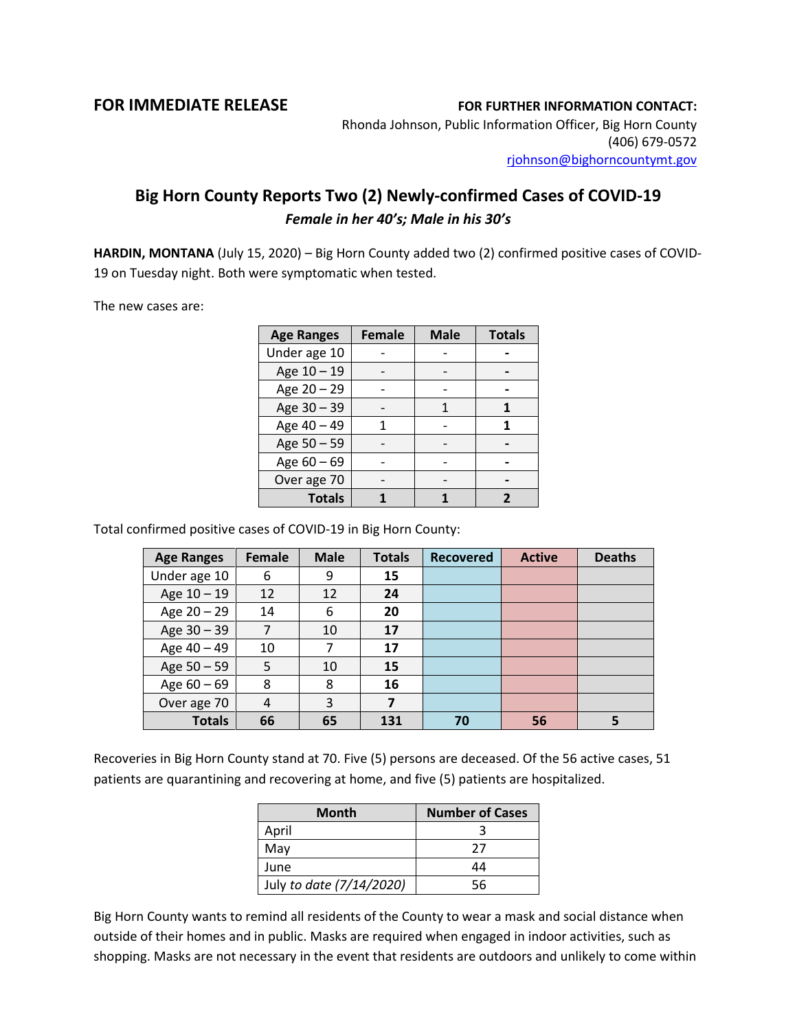**FOR IMMEDIATE RELEASE**

**FOR FURTHER INFORMATION CONTACT:**
Rhonda Johnson, Public Information Officer, Big Horn County
(406) 679-0572
rjohnson@bighorncountymt.gov

## Big Horn County Reports Two (2) Newly-confirmed Cases of COVID-19

***Female in her 40's; Male in his 30's***

**HARDIN, MONTANA** (July 15, 2020) – Big Horn County added two (2) confirmed positive cases of COVID-19 on Tuesday night. Both were symptomatic when tested.

The new cases are:

| Age Ranges | Female | Male | Totals |
|---|---|---|---|
| Under age 10 | - | - | **-** |
| Age 10 – 19 | - | - | **-** |
| Age 20 – 29 | - | - | **-** |
| Age 30 – 39 | - | 1 | **1** |
| Age 40 – 49 | 1 | - | **1** |
| Age 50 – 59 | - | - | **-** |
| Age 60 – 69 | - | - | **-** |
| Over age 70 | - | - | **-** |
| **Totals** | **1** | **1** | **2** |

Total confirmed positive cases of COVID-19 in Big Horn County:

| Age Ranges | Female | Male | Totals | Recovered | Active | Deaths |
|---|---|---|---|---|---|---|
| Under age 10 | 6 | 9 | **15** | | | |
| Age 10 – 19 | 12 | 12 | **24** | | | |
| Age 20 – 29 | 14 | 6 | **20** | | | |
| Age 30 – 39 | 7 | 10 | **17** | | | |
| Age 40 – 49 | 10 | 7 | **17** | | | |
| Age 50 – 59 | 5 | 10 | **15** | | | |
| Age 60 – 69 | 8 | 8 | **16** | | | |
| Over age 70 | 4 | 3 | **7** | | | |
| **Totals** | **66** | **65** | **131** | **70** | **56** | **5** |

Recoveries in Big Horn County stand at 70. Five (5) persons are deceased. Of the 56 active cases, 51 patients are quarantining and recovering at home, and five (5) patients are hospitalized.

| Month | Number of Cases |
|---|---|
| April | 3 |
| May | 27 |
| June | 44 |
| July *to date (7/14/2020)* | 56 |

Big Horn County wants to remind all residents of the County to wear a mask and social distance when outside of their homes and in public. Masks are required when engaged in indoor activities, such as shopping. Masks are not necessary in the event that residents are outdoors and unlikely to come within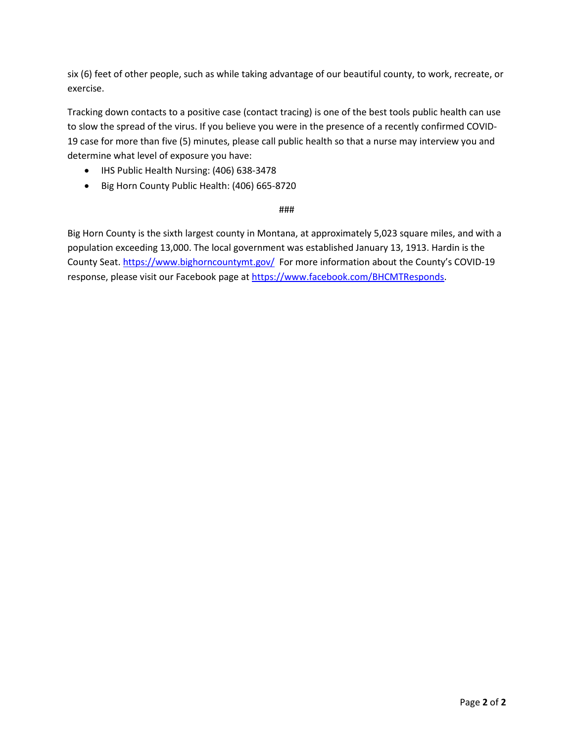six (6) feet of other people, such as while taking advantage of our beautiful county, to work, recreate, or exercise.

Tracking down contacts to a positive case (contact tracing) is one of the best tools public health can use to slow the spread of the virus. If you believe you were in the presence of a recently confirmed COVID-19 case for more than five (5) minutes, please call public health so that a nurse may interview you and determine what level of exposure you have:

- IHS Public Health Nursing: (406) 638-3478
- Big Horn County Public Health: (406) 665-8720

###

Big Horn County is the sixth largest county in Montana, at approximately 5,023 square miles, and with a population exceeding 13,000. The local government was established January 13, 1913. Hardin is the County Seat. https://www.bighorncountymt.gov/ For more information about the County's COVID-19 response, please visit our Facebook page at https://www.facebook.com/BHCMTResponds.